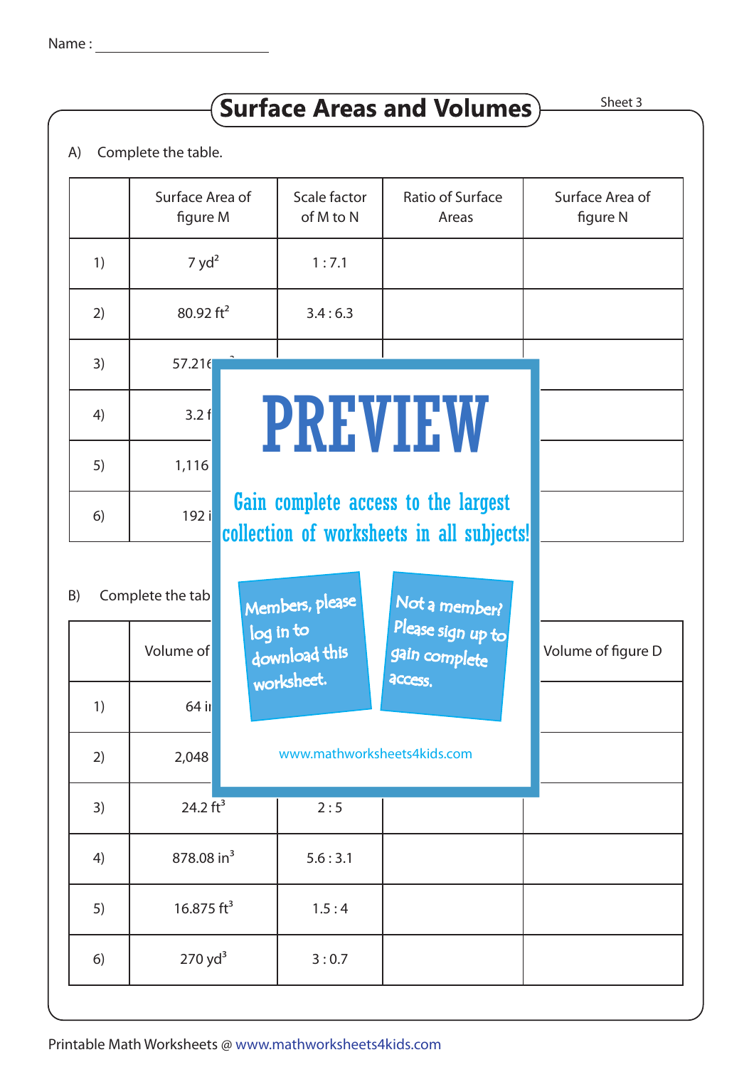Name :

# Surface Areas and Volumes

Sheet 3

A) Complete the table.

| | Surface Area of figure M | Scale factor of M to N | Ratio of Surface Areas | Surface Area of figure N |
|---|---|---|---|---|
| 1) | 7 yd² | 1 : 7.1 | | |
| 2) | 80.92 ft² | 3.4 : 6.3 | | |
| 3) | 57.216 | | | |
| 4) | 3.2 f | | | |
| 5) | 1,116 | | | |
| 6) | 192 i | | | |

PREVIEW

Gain complete access to the largest collection of worksheets in all subjects!

Members, please log in to download this worksheet.

Not a member? Please sign up to gain complete access.

www.mathworksheets4kids.com

B) Complete the tab

| | Volume of | | | Volume of figure D |
|---|---|---|---|---|
| 1) | 64 in | | | |
| 2) | 2,048 | | | |
| 3) | 24.2 ft³ | 2 : 5 | | |
| 4) | 878.08 in³ | 5.6 : 3.1 | | |
| 5) | 16.875 ft³ | 1.5 : 4 | | |
| 6) | 270 yd³ | 3 : 0.7 | | |

Printable Math Worksheets @ www.mathworksheets4kids.com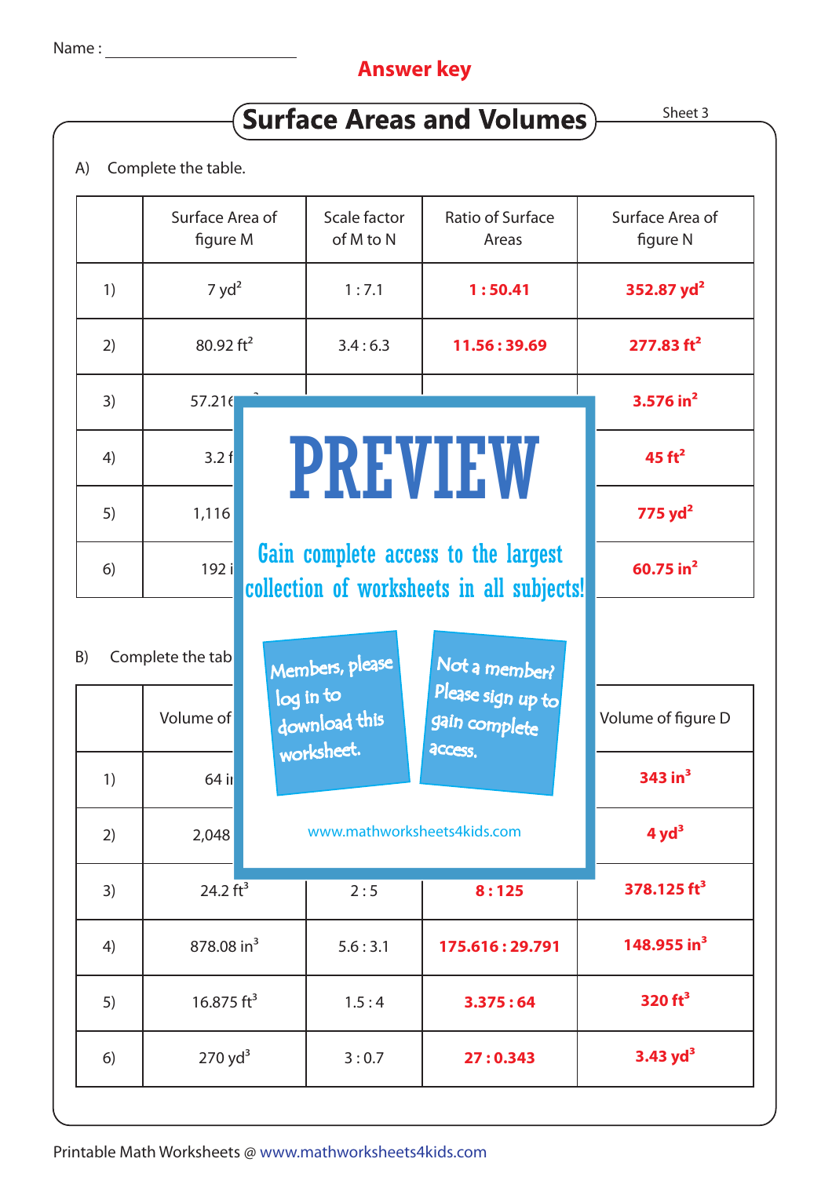Name : ____________________

**Answer key**

# Surface Areas and Volumes

Sheet 3

A) Complete the table.

| | Surface Area of figure M | Scale factor of M to N | Ratio of Surface Areas | Surface Area of figure N |
|---|---|---|---|---|
| 1) | 7 $yd^2$ | 1 : 7.1 | **1 : 50.41** | **352.87 $yd^2$** |
| 2) | 80.92 $ft^2$ | 3.4 : 6.3 | **11.56 : 39.69** | **277.83 $ft^2$** |
| 3) | 57.21 | | | **3.576 $in^2$** |
| 4) | 3.2 f | | | **45 $ft^2$** |
| 5) | 1,116 | | | **775 $yd^2$** |
| 6) | 192 i | | | **60.75 $in^2$** |

PREVIEW

Gain complete access to the largest collection of worksheets in all subjects!

Members, please log in to download this worksheet.

Not a member? Please sign up to gain complete access.

www.mathworksheets4kids.com

B) Complete the tab

| | Volume of | | | Volume of figure D |
|---|---|---|---|---|
| 1) | 64 i | | | **343 $in^3$** |
| 2) | 2,048 | | | **4 $yd^3$** |
| 3) | 24.2 $ft^3$ | 2 : 5 | **8 : 125** | **378.125 $ft^3$** |
| 4) | 878.08 $in^3$ | 5.6 : 3.1 | **175.616 : 29.791** | **148.955 $in^3$** |
| 5) | 16.875 $ft^3$ | 1.5 : 4 | **3.375 : 64** | **320 $ft^3$** |
| 6) | 270 $yd^3$ | 3 : 0.7 | **27 : 0.343** | **3.43 $yd^3$** |

Printable Math Worksheets @ www.mathworksheets4kids.com